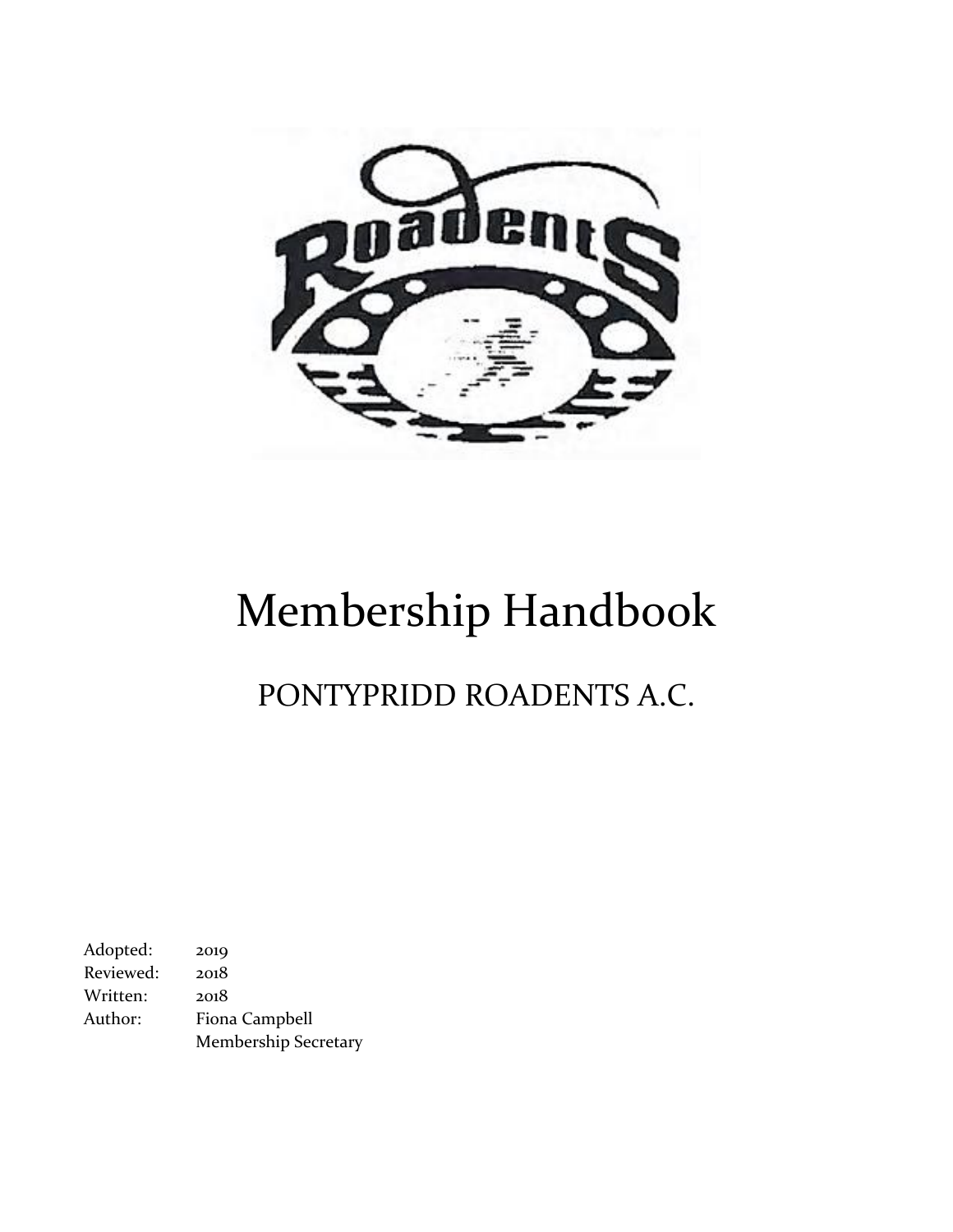# Membership Handbook

## PONTYPRIDD ROADENTS A.C.

| | |
|---|---|
| Adopted: | 2019 |
| Reviewed: | 2018 |
| Written: | 2018 |
| Author: | Fiona Campbell<br>Membership Secretary |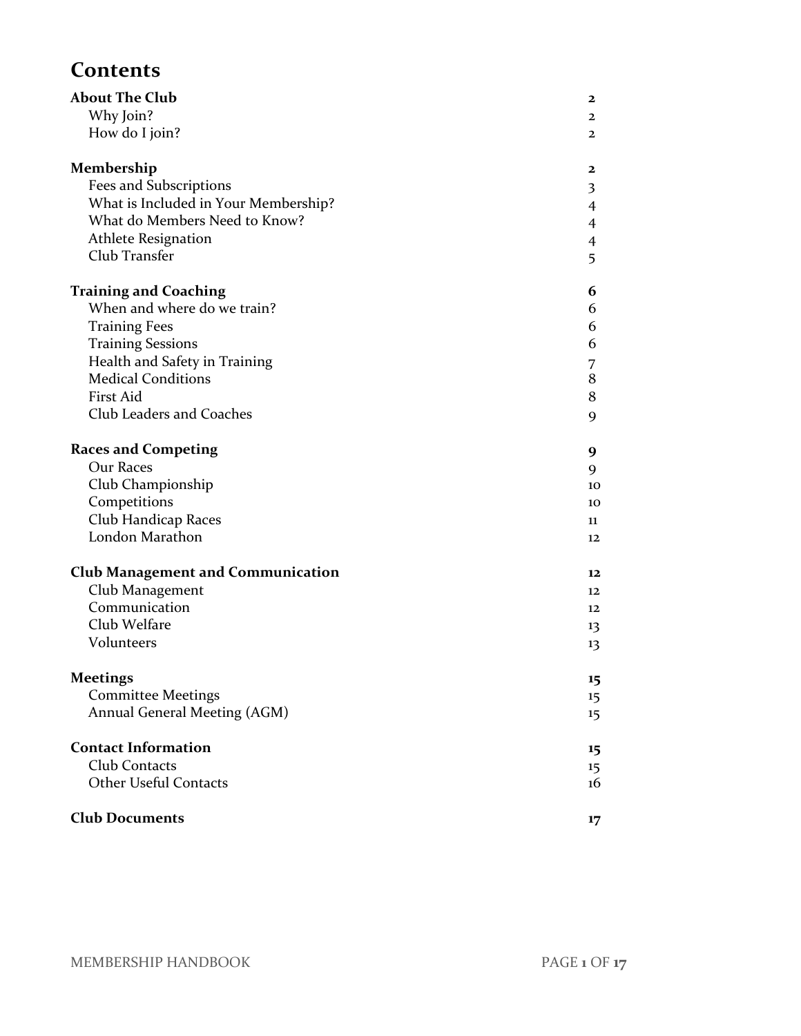# Contents

| | |
|---|---|
| **About The Club** | **2** |
| Why Join? | 2 |
| How do I join? | 2 |
| **Membership** | **2** |
| Fees and Subscriptions | 3 |
| What is Included in Your Membership? | 4 |
| What do Members Need to Know? | 4 |
| Athlete Resignation | 4 |
| Club Transfer | 5 |
| **Training and Coaching** | **6** |
| When and where do we train? | 6 |
| Training Fees | 6 |
| Training Sessions | 6 |
| Health and Safety in Training | 7 |
| Medical Conditions | 8 |
| First Aid | 8 |
| Club Leaders and Coaches | 9 |
| **Races and Competing** | **9** |
| Our Races | 9 |
| Club Championship | 10 |
| Competitions | 10 |
| Club Handicap Races | 11 |
| London Marathon | 12 |
| **Club Management and Communication** | **12** |
| Club Management | 12 |
| Communication | 12 |
| Club Welfare | 13 |
| Volunteers | 13 |
| **Meetings** | **15** |
| Committee Meetings | 15 |
| Annual General Meeting (AGM) | 15 |
| **Contact Information** | **15** |
| Club Contacts | 15 |
| Other Useful Contacts | 16 |
| **Club Documents** | **17** |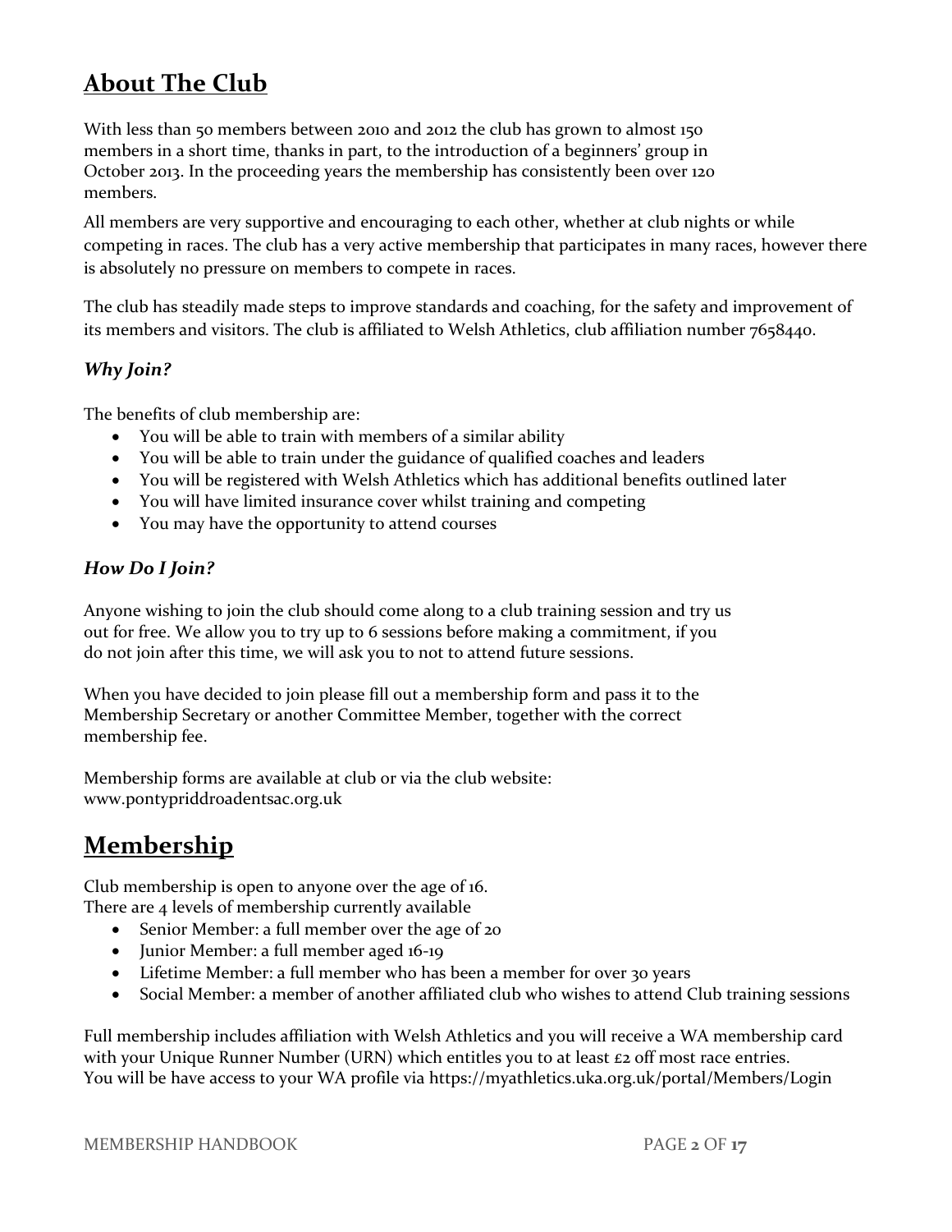## About The Club

With less than 50 members between 2010 and 2012 the club has grown to almost 150 members in a short time, thanks in part, to the introduction of a beginners' group in October 2013. In the proceeding years the membership has consistently been over 120 members.

All members are very supportive and encouraging to each other, whether at club nights or while competing in races. The club has a very active membership that participates in many races, however there is absolutely no pressure on members to compete in races.

The club has steadily made steps to improve standards and coaching, for the safety and improvement of its members and visitors. The club is affiliated to Welsh Athletics, club affiliation number 7658440.

### *Why Join?*

The benefits of club membership are:

- You will be able to train with members of a similar ability
- You will be able to train under the guidance of qualified coaches and leaders
- You will be registered with Welsh Athletics which has additional benefits outlined later
- You will have limited insurance cover whilst training and competing
- You may have the opportunity to attend courses

### *How Do I Join?*

Anyone wishing to join the club should come along to a club training session and try us out for free. We allow you to try up to 6 sessions before making a commitment, if you do not join after this time, we will ask you to not to attend future sessions.

When you have decided to join please fill out a membership form and pass it to the Membership Secretary or another Committee Member, together with the correct membership fee.

Membership forms are available at club or via the club website: www.pontypriddroadentsac.org.uk

## Membership

Club membership is open to anyone over the age of 16.
There are 4 levels of membership currently available

- Senior Member: a full member over the age of 20
- Junior Member: a full member aged 16-19
- Lifetime Member: a full member who has been a member for over 30 years
- Social Member: a member of another affiliated club who wishes to attend Club training sessions

Full membership includes affiliation with Welsh Athletics and you will receive a WA membership card with your Unique Runner Number (URN) which entitles you to at least £2 off most race entries.
You will be have access to your WA profile via https://myathletics.uka.org.uk/portal/Members/Login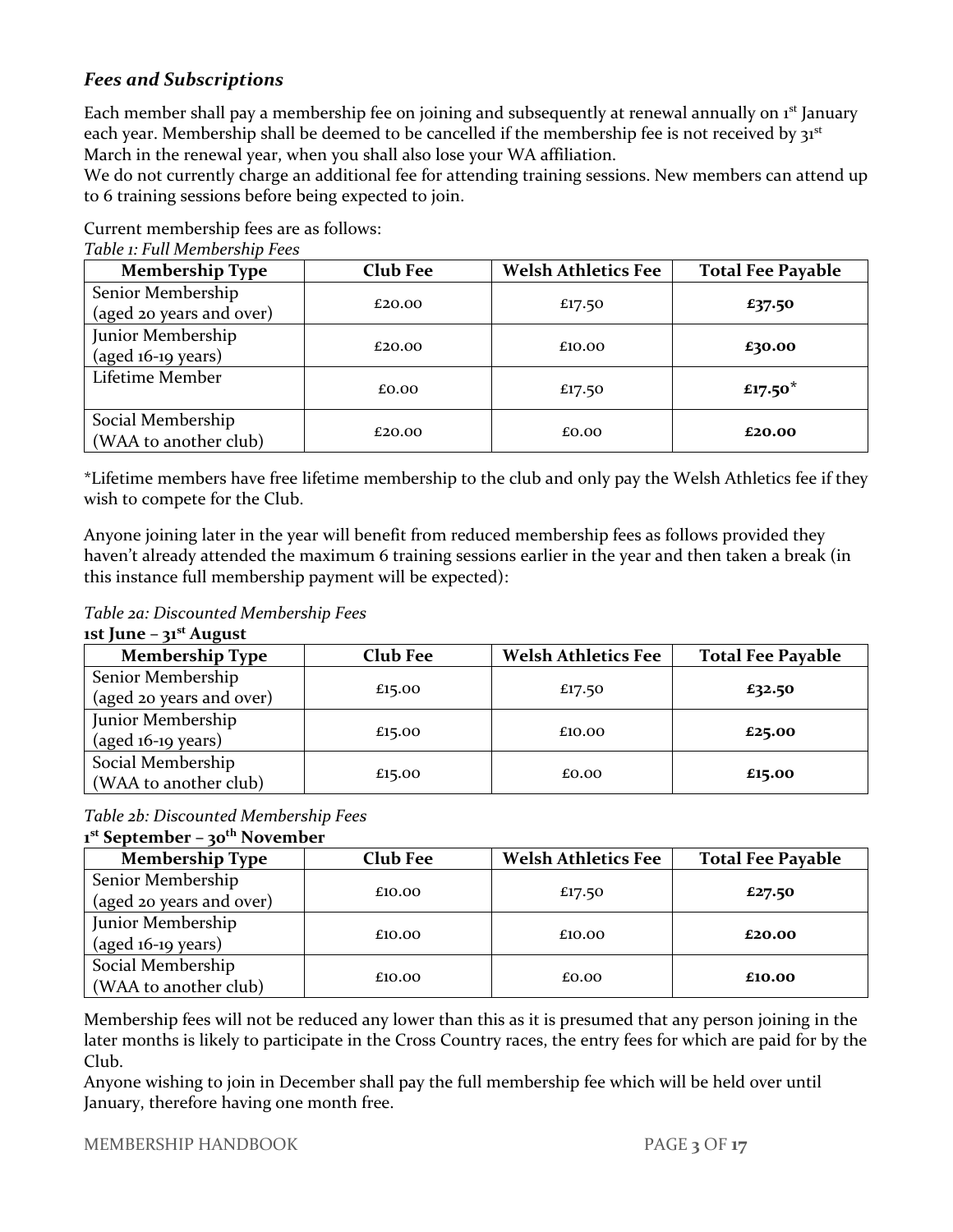### *Fees and Subscriptions*

Each member shall pay a membership fee on joining and subsequently at renewal annually on 1st January each year. Membership shall be deemed to be cancelled if the membership fee is not received by 31st March in the renewal year, when you shall also lose your WA affiliation.
We do not currently charge an additional fee for attending training sessions. New members can attend up to 6 training sessions before being expected to join.

Current membership fees are as follows:

*Table 1: Full Membership Fees*

| Membership Type | Club Fee | Welsh Athletics Fee | Total Fee Payable |
|---|---|---|---|
| Senior Membership (aged 20 years and over) | £20.00 | £17.50 | **£37.50** |
| Junior Membership (aged 16-19 years) | £20.00 | £10.00 | **£30.00** |
| Lifetime Member | £0.00 | £17.50 | **£17.50*** |
| Social Membership (WAA to another club) | £20.00 | £0.00 | **£20.00** |

*Lifetime members have free lifetime membership to the club and only pay the Welsh Athletics fee if they wish to compete for the Club.

Anyone joining later in the year will benefit from reduced membership fees as follows provided they haven't already attended the maximum 6 training sessions earlier in the year and then taken a break (in this instance full membership payment will be expected):

*Table 2a: Discounted Membership Fees*

**1st June – 31st August**

| Membership Type | Club Fee | Welsh Athletics Fee | Total Fee Payable |
|---|---|---|---|
| Senior Membership (aged 20 years and over) | £15.00 | £17.50 | **£32.50** |
| Junior Membership (aged 16-19 years) | £15.00 | £10.00 | **£25.00** |
| Social Membership (WAA to another club) | £15.00 | £0.00 | **£15.00** |

*Table 2b: Discounted Membership Fees*

**1st September – 30th November**

| Membership Type | Club Fee | Welsh Athletics Fee | Total Fee Payable |
|---|---|---|---|
| Senior Membership (aged 20 years and over) | £10.00 | £17.50 | **£27.50** |
| Junior Membership (aged 16-19 years) | £10.00 | £10.00 | **£20.00** |
| Social Membership (WAA to another club) | £10.00 | £0.00 | **£10.00** |

Membership fees will not be reduced any lower than this as it is presumed that any person joining in the later months is likely to participate in the Cross Country races, the entry fees for which are paid for by the Club.
Anyone wishing to join in December shall pay the full membership fee which will be held over until January, therefore having one month free.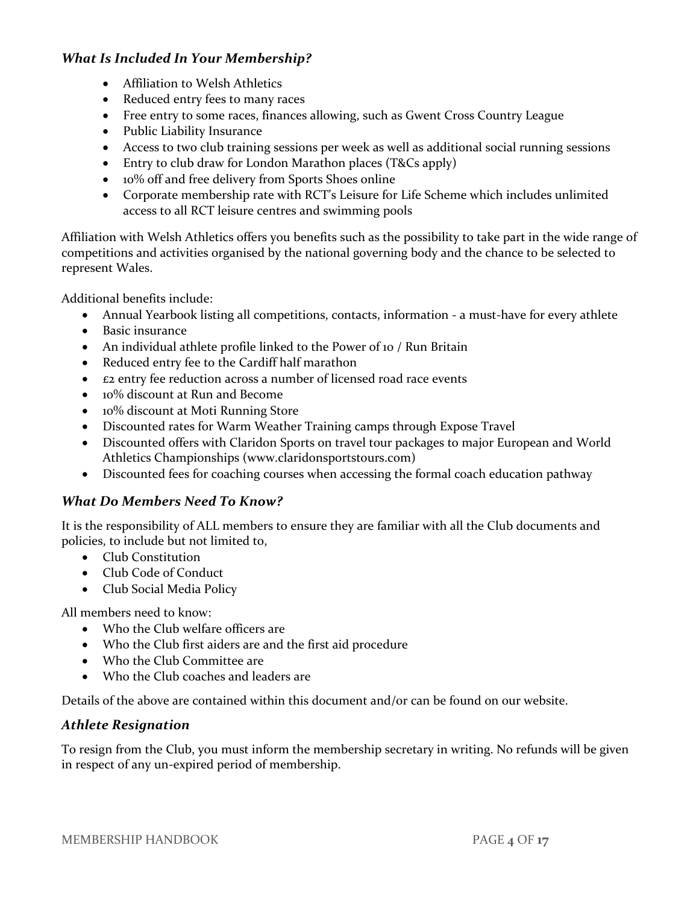### *What Is Included In Your Membership?*

- Affiliation to Welsh Athletics
- Reduced entry fees to many races
- Free entry to some races, finances allowing, such as Gwent Cross Country League
- Public Liability Insurance
- Access to two club training sessions per week as well as additional social running sessions
- Entry to club draw for London Marathon places (T&Cs apply)
- 10% off and free delivery from Sports Shoes online
- Corporate membership rate with RCT's Leisure for Life Scheme which includes unlimited access to all RCT leisure centres and swimming pools

Affiliation with Welsh Athletics offers you benefits such as the possibility to take part in the wide range of competitions and activities organised by the national governing body and the chance to be selected to represent Wales.

Additional benefits include:

- Annual Yearbook listing all competitions, contacts, information - a must-have for every athlete
- Basic insurance
- An individual athlete profile linked to the Power of 10 / Run Britain
- Reduced entry fee to the Cardiff half marathon
- £2 entry fee reduction across a number of licensed road race events
- 10% discount at Run and Become
- 10% discount at Moti Running Store
- Discounted rates for Warm Weather Training camps through Expose Travel
- Discounted offers with Claridon Sports on travel tour packages to major European and World Athletics Championships (www.claridonsportstours.com)
- Discounted fees for coaching courses when accessing the formal coach education pathway

### *What Do Members Need To Know?*

It is the responsibility of ALL members to ensure they are familiar with all the Club documents and policies, to include but not limited to,

- Club Constitution
- Club Code of Conduct
- Club Social Media Policy

All members need to know:

- Who the Club welfare officers are
- Who the Club first aiders are and the first aid procedure
- Who the Club Committee are
- Who the Club coaches and leaders are

Details of the above are contained within this document and/or can be found on our website.

### *Athlete Resignation*

To resign from the Club, you must inform the membership secretary in writing. No refunds will be given in respect of any un-expired period of membership.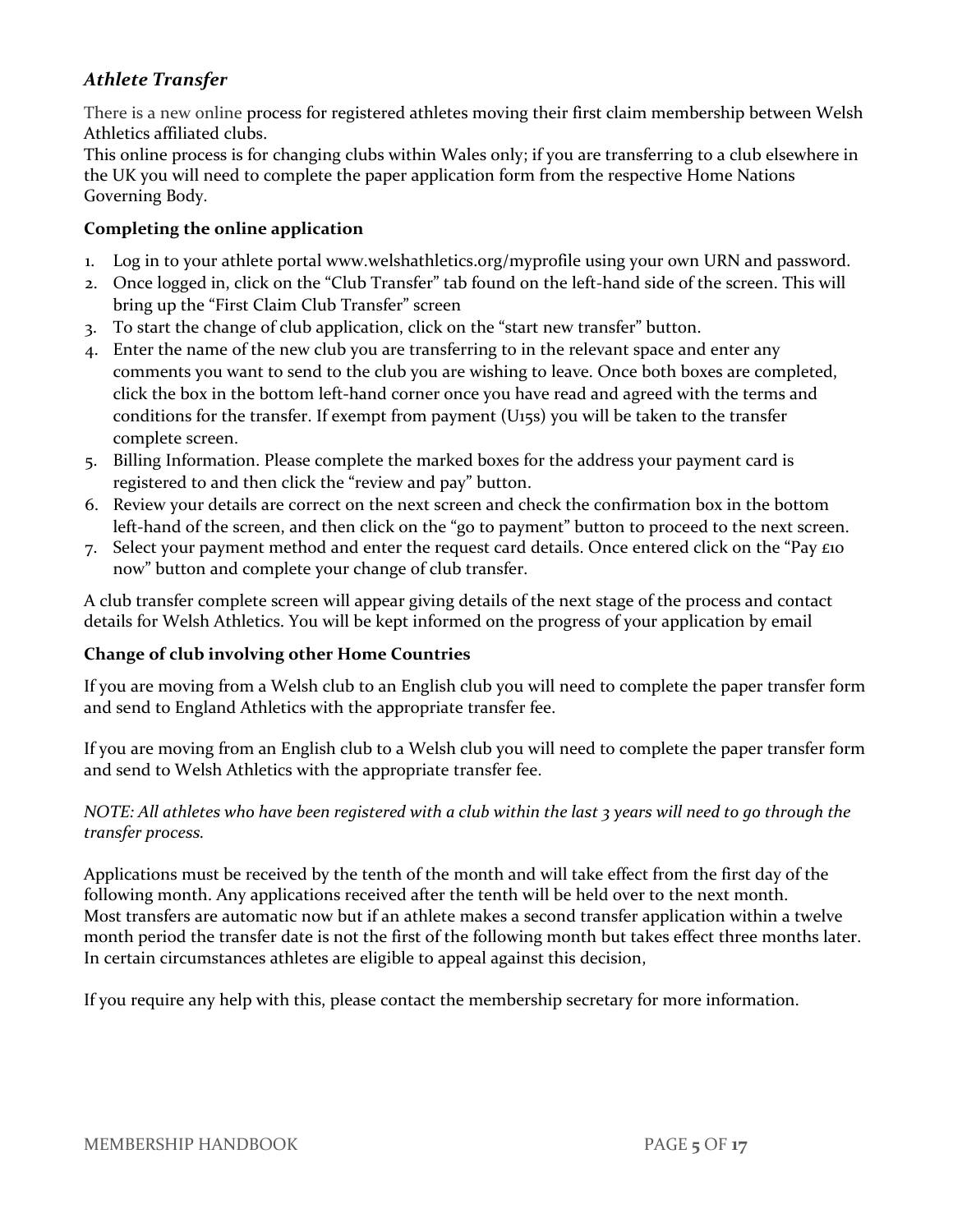## *Athlete Transfer*

There is a new online process for registered athletes moving their first claim membership between Welsh Athletics affiliated clubs.
This online process is for changing clubs within Wales only; if you are transferring to a club elsewhere in the UK you will need to complete the paper application form from the respective Home Nations Governing Body.

### Completing the online application

1. Log in to your athlete portal www.welshathletics.org/myprofile using your own URN and password.
2. Once logged in, click on the "Club Transfer" tab found on the left-hand side of the screen. This will bring up the "First Claim Club Transfer" screen
3. To start the change of club application, click on the "start new transfer" button.
4. Enter the name of the new club you are transferring to in the relevant space and enter any comments you want to send to the club you are wishing to leave. Once both boxes are completed, click the box in the bottom left-hand corner once you have read and agreed with the terms and conditions for the transfer. If exempt from payment (U15s) you will be taken to the transfer complete screen.
5. Billing Information. Please complete the marked boxes for the address your payment card is registered to and then click the "review and pay" button.
6. Review your details are correct on the next screen and check the confirmation box in the bottom left-hand of the screen, and then click on the "go to payment" button to proceed to the next screen.
7. Select your payment method and enter the request card details. Once entered click on the "Pay £10 now" button and complete your change of club transfer.

A club transfer complete screen will appear giving details of the next stage of the process and contact details for Welsh Athletics. You will be kept informed on the progress of your application by email

### Change of club involving other Home Countries

If you are moving from a Welsh club to an English club you will need to complete the paper transfer form and send to England Athletics with the appropriate transfer fee.

If you are moving from an English club to a Welsh club you will need to complete the paper transfer form and send to Welsh Athletics with the appropriate transfer fee.

*NOTE: All athletes who have been registered with a club within the last 3 years will need to go through the transfer process.*

Applications must be received by the tenth of the month and will take effect from the first day of the following month. Any applications received after the tenth will be held over to the next month.
Most transfers are automatic now but if an athlete makes a second transfer application within a twelve month period the transfer date is not the first of the following month but takes effect three months later. In certain circumstances athletes are eligible to appeal against this decision,

If you require any help with this, please contact the membership secretary for more information.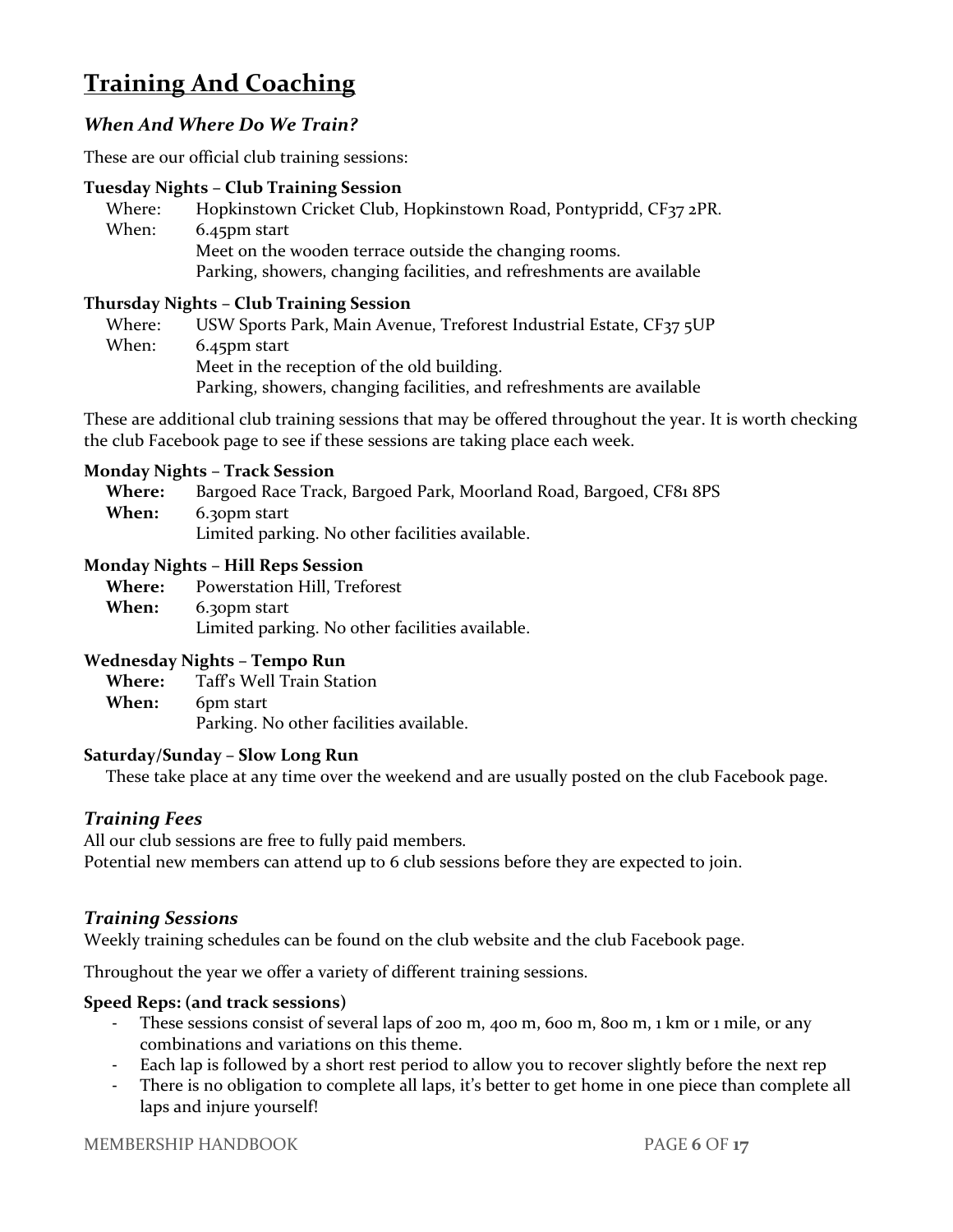# Training And Coaching

## *When And Where Do We Train?*

These are our official club training sessions:

**Tuesday Nights – Club Training Session**

Where: Hopkinstown Cricket Club, Hopkinstown Road, Pontypridd, CF37 2PR.
When: 6.45pm start
Meet on the wooden terrace outside the changing rooms.
Parking, showers, changing facilities, and refreshments are available

**Thursday Nights – Club Training Session**

Where: USW Sports Park, Main Avenue, Treforest Industrial Estate, CF37 5UP
When: 6.45pm start
Meet in the reception of the old building.
Parking, showers, changing facilities, and refreshments are available

These are additional club training sessions that may be offered throughout the year. It is worth checking the club Facebook page to see if these sessions are taking place each week.

**Monday Nights – Track Session**

**Where:** Bargoed Race Track, Bargoed Park, Moorland Road, Bargoed, CF81 8PS
**When:** 6.30pm start
Limited parking. No other facilities available.

**Monday Nights – Hill Reps Session**

**Where:** Powerstation Hill, Treforest
**When:** 6.30pm start
Limited parking. No other facilities available.

**Wednesday Nights – Tempo Run**

**Where:** Taff's Well Train Station
**When:** 6pm start
Parking. No other facilities available.

**Saturday/Sunday – Slow Long Run**

These take place at any time over the weekend and are usually posted on the club Facebook page.

## *Training Fees*

All our club sessions are free to fully paid members.
Potential new members can attend up to 6 club sessions before they are expected to join.

## *Training Sessions*

Weekly training schedules can be found on the club website and the club Facebook page.

Throughout the year we offer a variety of different training sessions.

**Speed Reps: (and track sessions)**

- These sessions consist of several laps of 200 m, 400 m, 600 m, 800 m, 1 km or 1 mile, or any combinations and variations on this theme.
- Each lap is followed by a short rest period to allow you to recover slightly before the next rep
- There is no obligation to complete all laps, it's better to get home in one piece than complete all laps and injure yourself!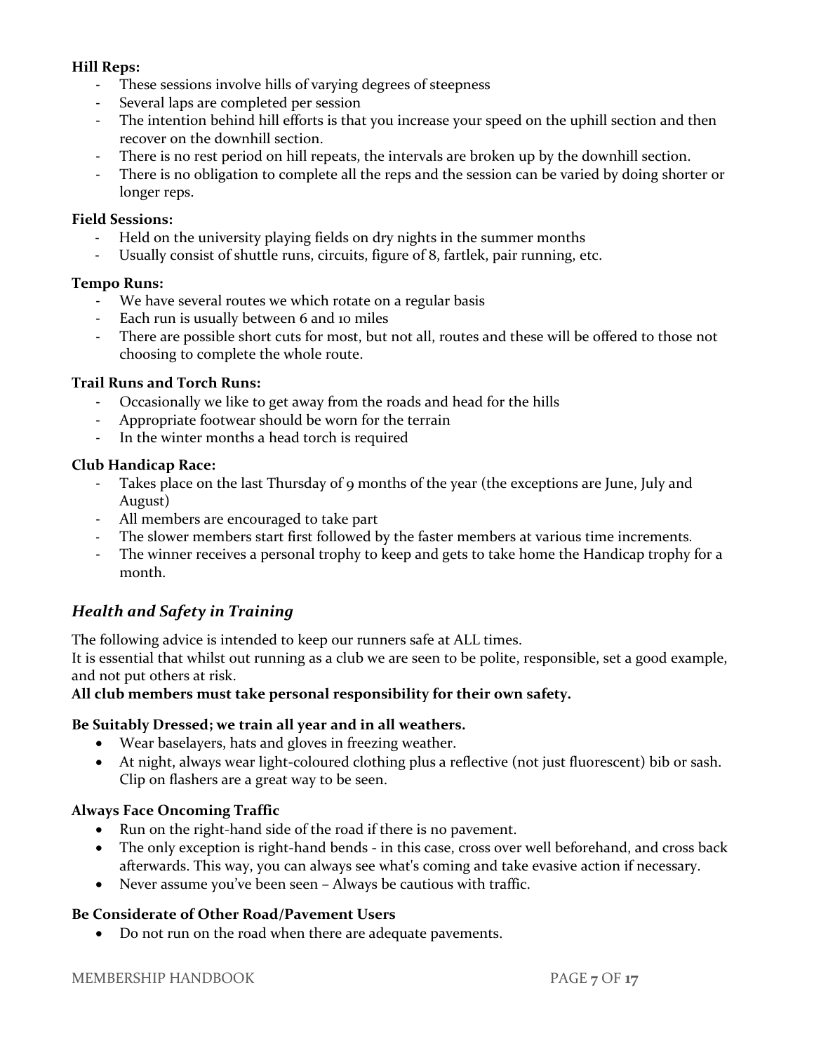**Hill Reps:**

- These sessions involve hills of varying degrees of steepness
- Several laps are completed per session
- The intention behind hill efforts is that you increase your speed on the uphill section and then recover on the downhill section.
- There is no rest period on hill repeats, the intervals are broken up by the downhill section.
- There is no obligation to complete all the reps and the session can be varied by doing shorter or longer reps.

**Field Sessions:**

- Held on the university playing fields on dry nights in the summer months
- Usually consist of shuttle runs, circuits, figure of 8, fartlek, pair running, etc.

**Tempo Runs:**

- We have several routes we which rotate on a regular basis
- Each run is usually between 6 and 10 miles
- There are possible short cuts for most, but not all, routes and these will be offered to those not choosing to complete the whole route.

**Trail Runs and Torch Runs:**

- Occasionally we like to get away from the roads and head for the hills
- Appropriate footwear should be worn for the terrain
- In the winter months a head torch is required

**Club Handicap Race:**

- Takes place on the last Thursday of 9 months of the year (the exceptions are June, July and August)
- All members are encouraged to take part
- The slower members start first followed by the faster members at various time increments.
- The winner receives a personal trophy to keep and gets to take home the Handicap trophy for a month.

## *Health and Safety in Training*

The following advice is intended to keep our runners safe at ALL times.
It is essential that whilst out running as a club we are seen to be polite, responsible, set a good example, and not put others at risk.
**All club members must take personal responsibility for their own safety.**

**Be Suitably Dressed; we train all year and in all weathers.**

- Wear baselayers, hats and gloves in freezing weather.
- At night, always wear light-coloured clothing plus a reflective (not just fluorescent) bib or sash. Clip on flashers are a great way to be seen.

**Always Face Oncoming Traffic**

- Run on the right-hand side of the road if there is no pavement.
- The only exception is right-hand bends - in this case, cross over well beforehand, and cross back afterwards. This way, you can always see what's coming and take evasive action if necessary.
- Never assume you've been seen – Always be cautious with traffic.

**Be Considerate of Other Road/Pavement Users**

- Do not run on the road when there are adequate pavements.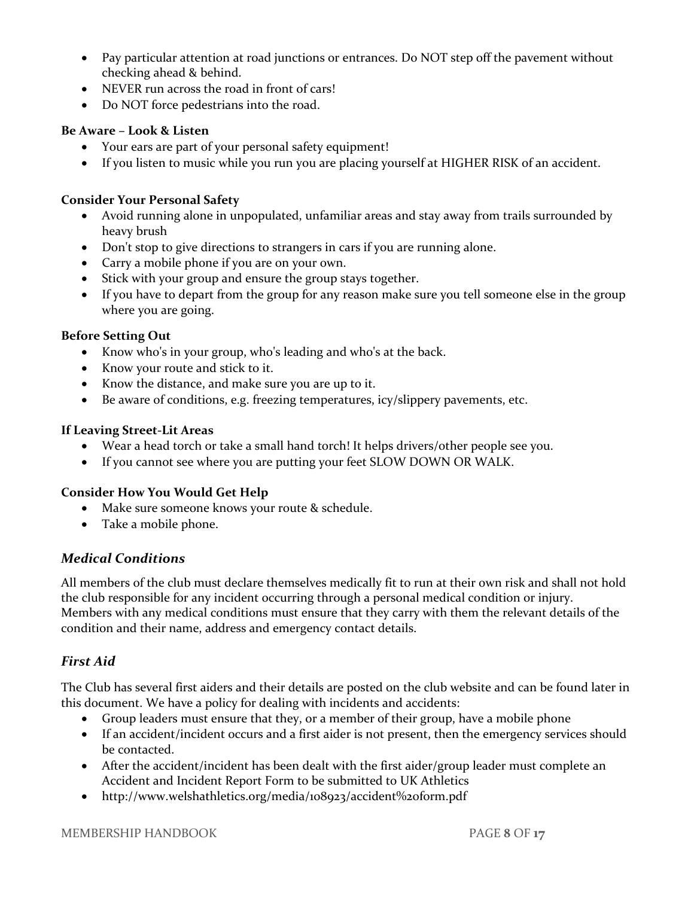- Pay particular attention at road junctions or entrances. Do NOT step off the pavement without checking ahead & behind.
- NEVER run across the road in front of cars!
- Do NOT force pedestrians into the road.

**Be Aware – Look & Listen**

- Your ears are part of your personal safety equipment!
- If you listen to music while you run you are placing yourself at HIGHER RISK of an accident.

**Consider Your Personal Safety**

- Avoid running alone in unpopulated, unfamiliar areas and stay away from trails surrounded by heavy brush
- Don't stop to give directions to strangers in cars if you are running alone.
- Carry a mobile phone if you are on your own.
- Stick with your group and ensure the group stays together.
- If you have to depart from the group for any reason make sure you tell someone else in the group where you are going.

**Before Setting Out**

- Know who's in your group, who's leading and who's at the back.
- Know your route and stick to it.
- Know the distance, and make sure you are up to it.
- Be aware of conditions, e.g. freezing temperatures, icy/slippery pavements, etc.

**If Leaving Street-Lit Areas**

- Wear a head torch or take a small hand torch! It helps drivers/other people see you.
- If you cannot see where you are putting your feet SLOW DOWN OR WALK.

**Consider How You Would Get Help**

- Make sure someone knows your route & schedule.
- Take a mobile phone.

## *Medical Conditions*

All members of the club must declare themselves medically fit to run at their own risk and shall not hold the club responsible for any incident occurring through a personal medical condition or injury. Members with any medical conditions must ensure that they carry with them the relevant details of the condition and their name, address and emergency contact details.

## *First Aid*

The Club has several first aiders and their details are posted on the club website and can be found later in this document. We have a policy for dealing with incidents and accidents:

- Group leaders must ensure that they, or a member of their group, have a mobile phone
- If an accident/incident occurs and a first aider is not present, then the emergency services should be contacted.
- After the accident/incident has been dealt with the first aider/group leader must complete an Accident and Incident Report Form to be submitted to UK Athletics
- http://www.welshathletics.org/media/108923/accident%20form.pdf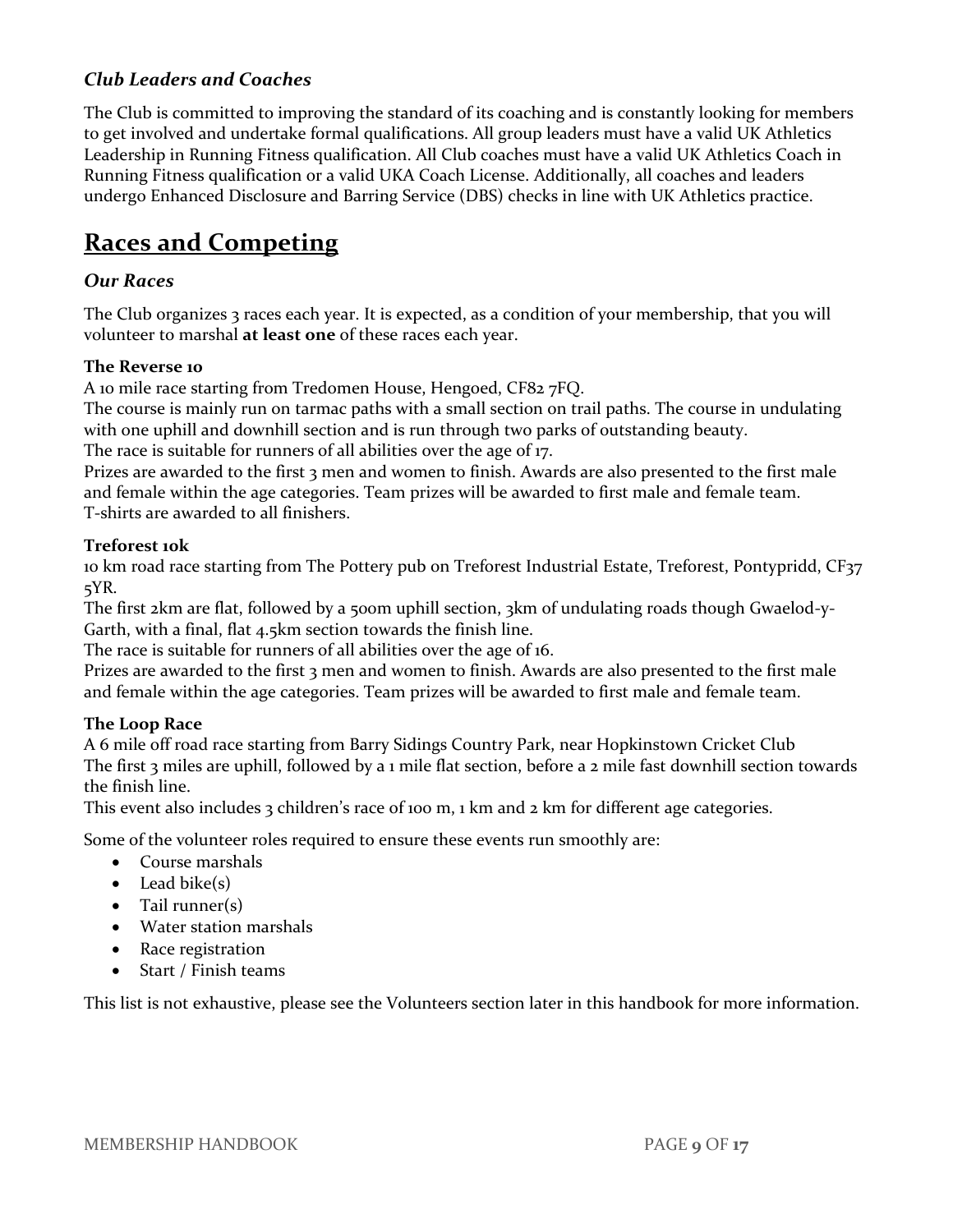### *Club Leaders and Coaches*

The Club is committed to improving the standard of its coaching and is constantly looking for members to get involved and undertake formal qualifications. All group leaders must have a valid UK Athletics Leadership in Running Fitness qualification. All Club coaches must have a valid UK Athletics Coach in Running Fitness qualification or a valid UKA Coach License. Additionally, all coaches and leaders undergo Enhanced Disclosure and Barring Service (DBS) checks in line with UK Athletics practice.

## Races and Competing

### *Our Races*

The Club organizes 3 races each year. It is expected, as a condition of your membership, that you will volunteer to marshal **at least one** of these races each year.

**The Reverse 10**

A 10 mile race starting from Tredomen House, Hengoed, CF82 7FQ.

The course is mainly run on tarmac paths with a small section on trail paths. The course in undulating with one uphill and downhill section and is run through two parks of outstanding beauty.

The race is suitable for runners of all abilities over the age of 17.

Prizes are awarded to the first 3 men and women to finish. Awards are also presented to the first male and female within the age categories. Team prizes will be awarded to first male and female team.

T-shirts are awarded to all finishers.

**Treforest 10k**

10 km road race starting from The Pottery pub on Treforest Industrial Estate, Treforest, Pontypridd, CF37 5YR.

The first 2km are flat, followed by a 500m uphill section, 3km of undulating roads though Gwaelod-y-Garth, with a final, flat 4.5km section towards the finish line.

The race is suitable for runners of all abilities over the age of 16.

Prizes are awarded to the first 3 men and women to finish. Awards are also presented to the first male and female within the age categories. Team prizes will be awarded to first male and female team.

**The Loop Race**

A 6 mile off road race starting from Barry Sidings Country Park, near Hopkinstown Cricket Club

The first 3 miles are uphill, followed by a 1 mile flat section, before a 2 mile fast downhill section towards the finish line.

This event also includes 3 children's race of 100 m, 1 km and 2 km for different age categories.

Some of the volunteer roles required to ensure these events run smoothly are:

- Course marshals
- Lead bike(s)
- Tail runner(s)
- Water station marshals
- Race registration
- Start / Finish teams

This list is not exhaustive, please see the Volunteers section later in this handbook for more information.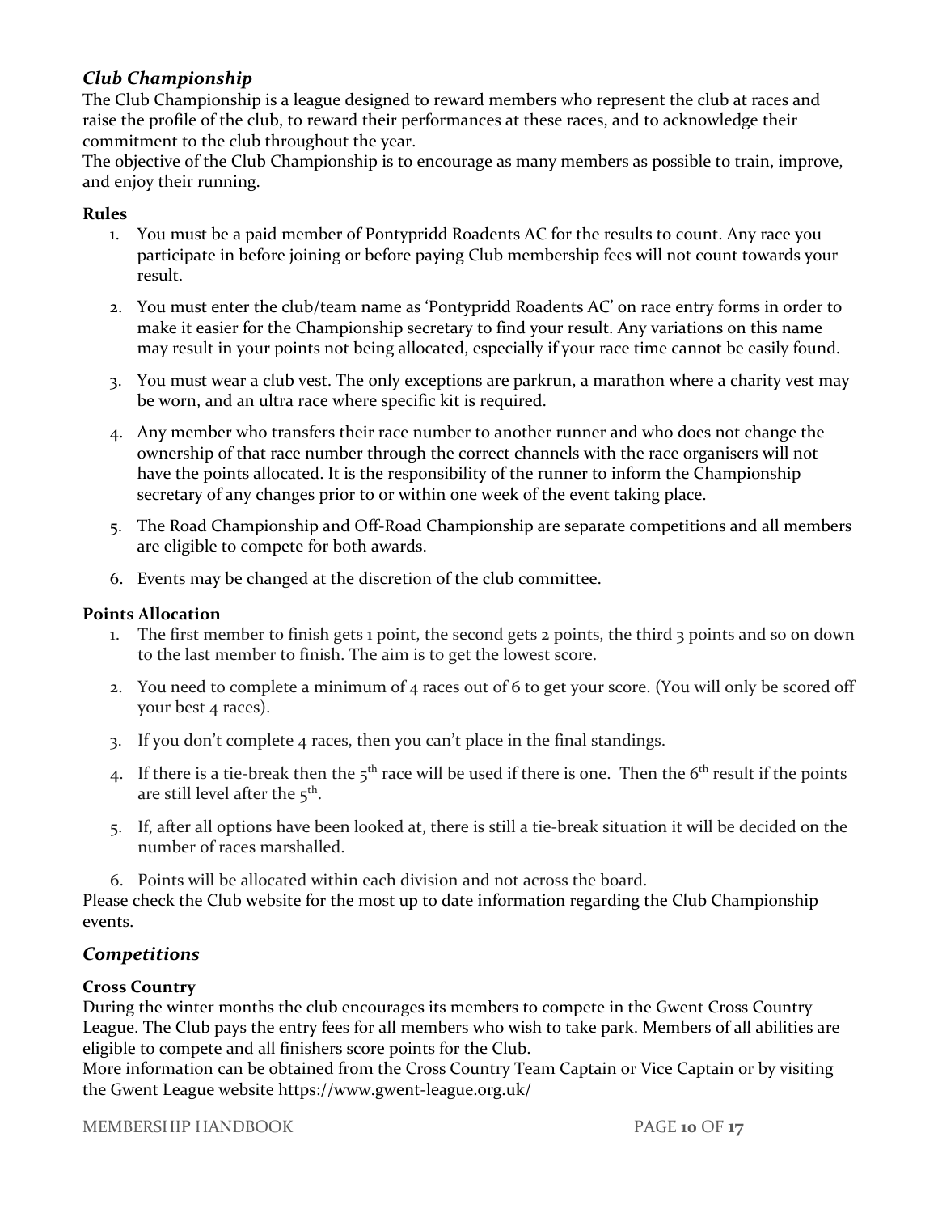## *Club Championship*

The Club Championship is a league designed to reward members who represent the club at races and raise the profile of the club, to reward their performances at these races, and to acknowledge their commitment to the club throughout the year.

The objective of the Club Championship is to encourage as many members as possible to train, improve, and enjoy their running.

**Rules**

1. You must be a paid member of Pontypridd Roadents AC for the results to count. Any race you participate in before joining or before paying Club membership fees will not count towards your result.
2. You must enter the club/team name as 'Pontypridd Roadents AC' on race entry forms in order to make it easier for the Championship secretary to find your result. Any variations on this name may result in your points not being allocated, especially if your race time cannot be easily found.
3. You must wear a club vest. The only exceptions are parkrun, a marathon where a charity vest may be worn, and an ultra race where specific kit is required.
4. Any member who transfers their race number to another runner and who does not change the ownership of that race number through the correct channels with the race organisers will not have the points allocated. It is the responsibility of the runner to inform the Championship secretary of any changes prior to or within one week of the event taking place.
5. The Road Championship and Off-Road Championship are separate competitions and all members are eligible to compete for both awards.
6. Events may be changed at the discretion of the club committee.

**Points Allocation**

1. The first member to finish gets 1 point, the second gets 2 points, the third 3 points and so on down to the last member to finish. The aim is to get the lowest score.
2. You need to complete a minimum of 4 races out of 6 to get your score. (You will only be scored off your best 4 races).
3. If you don't complete 4 races, then you can't place in the final standings.
4. If there is a tie-break then the 5th race will be used if there is one. Then the 6th result if the points are still level after the 5th.
5. If, after all options have been looked at, there is still a tie-break situation it will be decided on the number of races marshalled.
6. Points will be allocated within each division and not across the board.

Please check the Club website for the most up to date information regarding the Club Championship events.

## *Competitions*

**Cross Country**

During the winter months the club encourages its members to compete in the Gwent Cross Country League. The Club pays the entry fees for all members who wish to take park. Members of all abilities are eligible to compete and all finishers score points for the Club.

More information can be obtained from the Cross Country Team Captain or Vice Captain or by visiting the Gwent League website https://www.gwent-league.org.uk/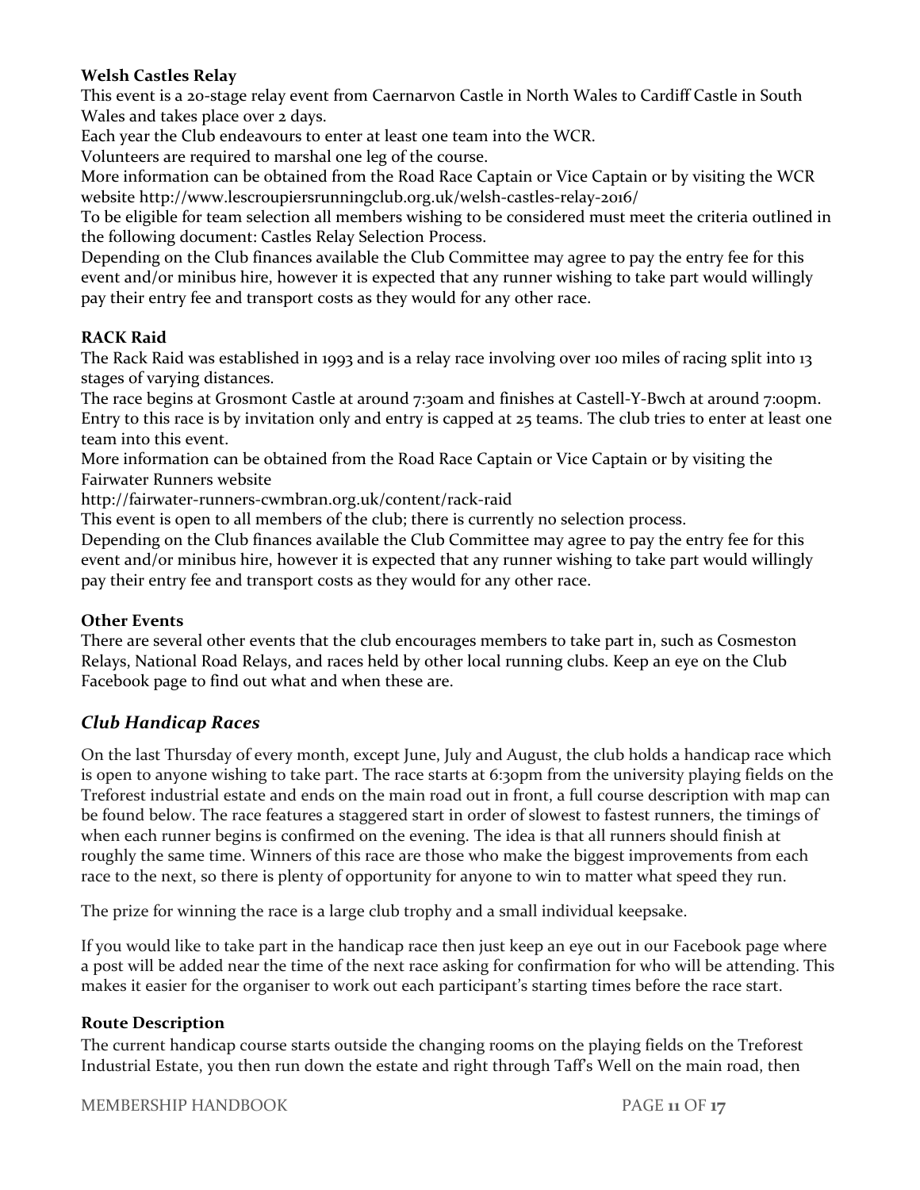**Welsh Castles Relay**

This event is a 20-stage relay event from Caernarvon Castle in North Wales to Cardiff Castle in South Wales and takes place over 2 days.

Each year the Club endeavours to enter at least one team into the WCR.

Volunteers are required to marshal one leg of the course.

More information can be obtained from the Road Race Captain or Vice Captain or by visiting the WCR website http://www.lescroupiersrunningclub.org.uk/welsh-castles-relay-2016/

To be eligible for team selection all members wishing to be considered must meet the criteria outlined in the following document: Castles Relay Selection Process.

Depending on the Club finances available the Club Committee may agree to pay the entry fee for this event and/or minibus hire, however it is expected that any runner wishing to take part would willingly pay their entry fee and transport costs as they would for any other race.

**RACK Raid**

The Rack Raid was established in 1993 and is a relay race involving over 100 miles of racing split into 13 stages of varying distances.

The race begins at Grosmont Castle at around 7:30am and finishes at Castell-Y-Bwch at around 7:00pm. Entry to this race is by invitation only and entry is capped at 25 teams. The club tries to enter at least one team into this event.

More information can be obtained from the Road Race Captain or Vice Captain or by visiting the Fairwater Runners website

http://fairwater-runners-cwmbran.org.uk/content/rack-raid

This event is open to all members of the club; there is currently no selection process.

Depending on the Club finances available the Club Committee may agree to pay the entry fee for this event and/or minibus hire, however it is expected that any runner wishing to take part would willingly pay their entry fee and transport costs as they would for any other race.

**Other Events**

There are several other events that the club encourages members to take part in, such as Cosmeston Relays, National Road Relays, and races held by other local running clubs. Keep an eye on the Club Facebook page to find out what and when these are.

## *Club Handicap Races*

On the last Thursday of every month, except June, July and August, the club holds a handicap race which is open to anyone wishing to take part. The race starts at 6:30pm from the university playing fields on the Treforest industrial estate and ends on the main road out in front, a full course description with map can be found below. The race features a staggered start in order of slowest to fastest runners, the timings of when each runner begins is confirmed on the evening. The idea is that all runners should finish at roughly the same time. Winners of this race are those who make the biggest improvements from each race to the next, so there is plenty of opportunity for anyone to win to matter what speed they run.

The prize for winning the race is a large club trophy and a small individual keepsake.

If you would like to take part in the handicap race then just keep an eye out in our Facebook page where a post will be added near the time of the next race asking for confirmation for who will be attending. This makes it easier for the organiser to work out each participant's starting times before the race start.

**Route Description**

The current handicap course starts outside the changing rooms on the playing fields on the Treforest Industrial Estate, you then run down the estate and right through Taff's Well on the main road, then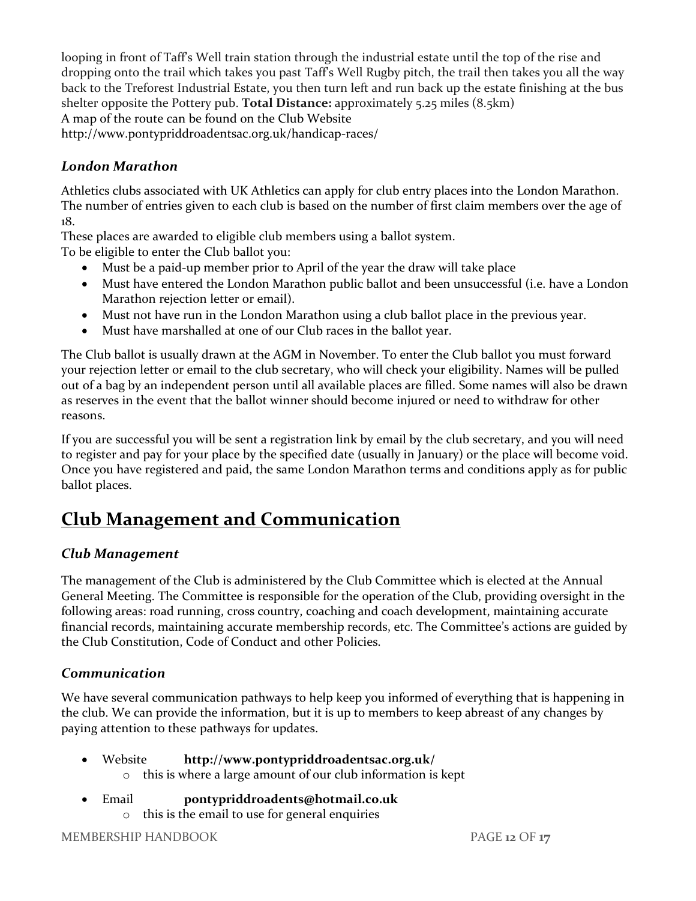looping in front of Taff's Well train station through the industrial estate until the top of the rise and dropping onto the trail which takes you past Taff's Well Rugby pitch, the trail then takes you all the way back to the Treforest Industrial Estate, you then turn left and run back up the estate finishing at the bus shelter opposite the Pottery pub. **Total Distance:** approximately 5.25 miles (8.5km)
A map of the route can be found on the Club Website
http://www.pontypriddroadentsac.org.uk/handicap-races/

### *London Marathon*

Athletics clubs associated with UK Athletics can apply for club entry places into the London Marathon. The number of entries given to each club is based on the number of first claim members over the age of 18.
These places are awarded to eligible club members using a ballot system.
To be eligible to enter the Club ballot you:

- Must be a paid-up member prior to April of the year the draw will take place
- Must have entered the London Marathon public ballot and been unsuccessful (i.e. have a London Marathon rejection letter or email).
- Must not have run in the London Marathon using a club ballot place in the previous year.
- Must have marshalled at one of our Club races in the ballot year.

The Club ballot is usually drawn at the AGM in November. To enter the Club ballot you must forward your rejection letter or email to the club secretary, who will check your eligibility. Names will be pulled out of a bag by an independent person until all available places are filled. Some names will also be drawn as reserves in the event that the ballot winner should become injured or need to withdraw for other reasons.

If you are successful you will be sent a registration link by email by the club secretary, and you will need to register and pay for your place by the specified date (usually in January) or the place will become void. Once you have registered and paid, the same London Marathon terms and conditions apply as for public ballot places.

## Club Management and Communication

### *Club Management*

The management of the Club is administered by the Club Committee which is elected at the Annual General Meeting. The Committee is responsible for the operation of the Club, providing oversight in the following areas: road running, cross country, coaching and coach development, maintaining accurate financial records, maintaining accurate membership records, etc. The Committee's actions are guided by the Club Constitution, Code of Conduct and other Policies.

### *Communication*

We have several communication pathways to help keep you informed of everything that is happening in the club. We can provide the information, but it is up to members to keep abreast of any changes by paying attention to these pathways for updates.

- Website **http://www.pontypriddroadentsac.org.uk/**
  - this is where a large amount of our club information is kept
- Email **pontypriddroadents@hotmail.co.uk**
  - this is the email to use for general enquiries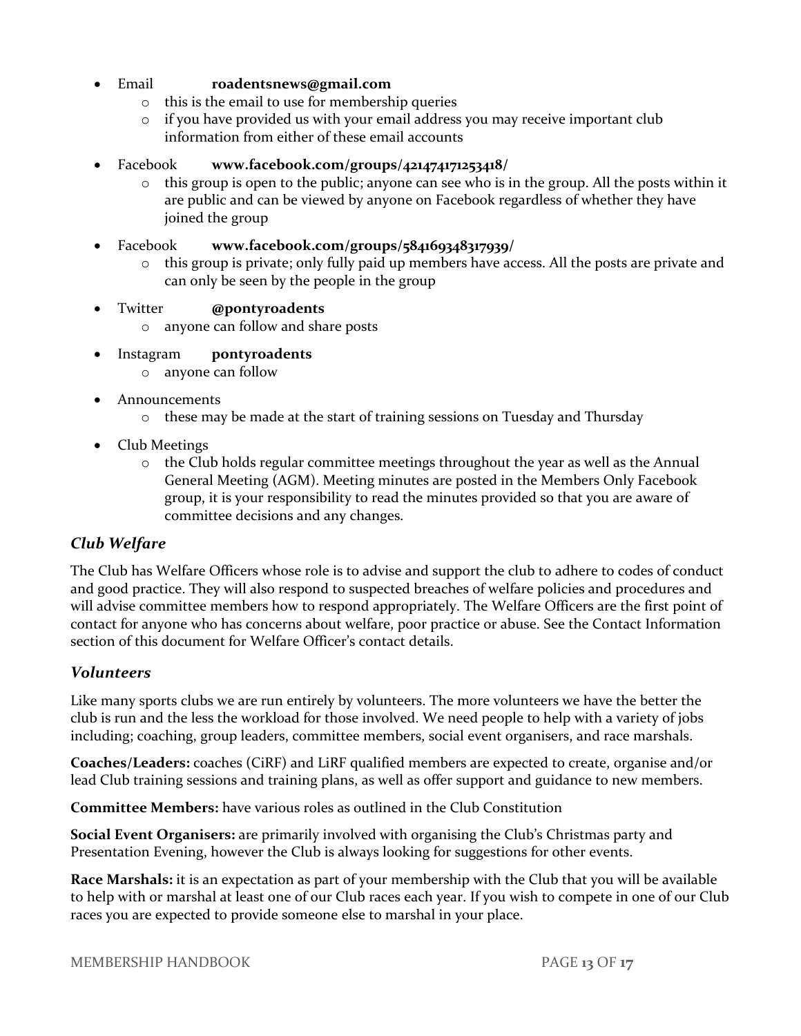- Email **roadentsnews@gmail.com**
    - this is the email to use for membership queries
    - if you have provided us with your email address you may receive important club information from either of these email accounts
- Facebook **www.facebook.com/groups/421474171253418/**
    - this group is open to the public; anyone can see who is in the group. All the posts within it are public and can be viewed by anyone on Facebook regardless of whether they have joined the group
- Facebook **www.facebook.com/groups/584169348317939/**
    - this group is private; only fully paid up members have access. All the posts are private and can only be seen by the people in the group
- Twitter **@pontyroadents**
    - anyone can follow and share posts
- Instagram **pontyroadents**
    - anyone can follow
- Announcements
    - these may be made at the start of training sessions on Tuesday and Thursday
- Club Meetings
    - the Club holds regular committee meetings throughout the year as well as the Annual General Meeting (AGM). Meeting minutes are posted in the Members Only Facebook group, it is your responsibility to read the minutes provided so that you are aware of committee decisions and any changes.

### *Club Welfare*

The Club has Welfare Officers whose role is to advise and support the club to adhere to codes of conduct and good practice. They will also respond to suspected breaches of welfare policies and procedures and will advise committee members how to respond appropriately. The Welfare Officers are the first point of contact for anyone who has concerns about welfare, poor practice or abuse. See the Contact Information section of this document for Welfare Officer's contact details.

### *Volunteers*

Like many sports clubs we are run entirely by volunteers. The more volunteers we have the better the club is run and the less the workload for those involved. We need people to help with a variety of jobs including; coaching, group leaders, committee members, social event organisers, and race marshals.

**Coaches/Leaders:** coaches (CiRF) and LiRF qualified members are expected to create, organise and/or lead Club training sessions and training plans, as well as offer support and guidance to new members.

**Committee Members:** have various roles as outlined in the Club Constitution

**Social Event Organisers:** are primarily involved with organising the Club's Christmas party and Presentation Evening, however the Club is always looking for suggestions for other events.

**Race Marshals:** it is an expectation as part of your membership with the Club that you will be available to help with or marshal at least one of our Club races each year. If you wish to compete in one of our Club races you are expected to provide someone else to marshal in your place.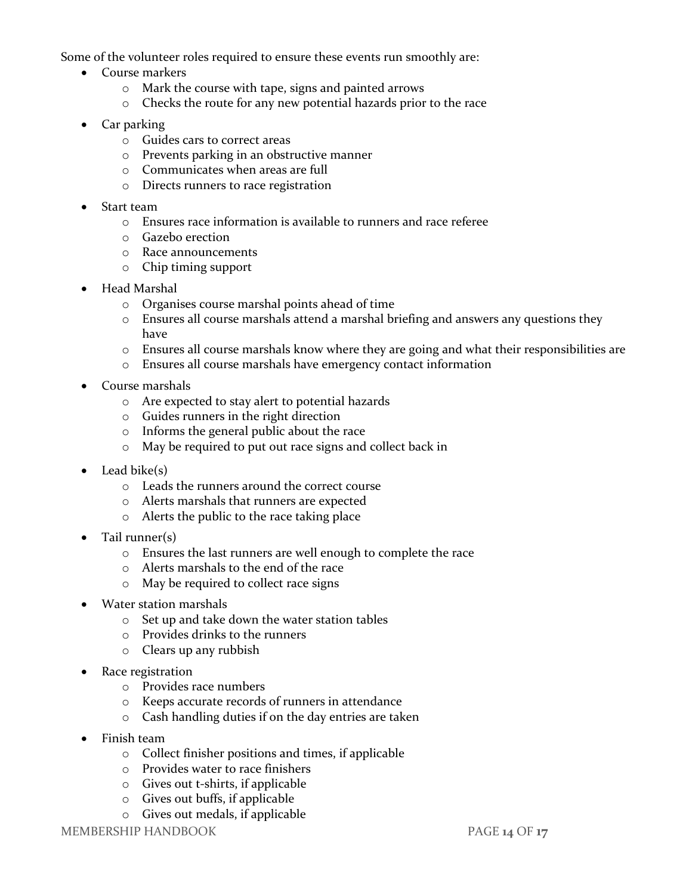Some of the volunteer roles required to ensure these events run smoothly are:

- Course markers
    - Mark the course with tape, signs and painted arrows
    - Checks the route for any new potential hazards prior to the race
- Car parking
    - Guides cars to correct areas
    - Prevents parking in an obstructive manner
    - Communicates when areas are full
    - Directs runners to race registration
- Start team
    - Ensures race information is available to runners and race referee
    - Gazebo erection
    - Race announcements
    - Chip timing support
- Head Marshal
    - Organises course marshal points ahead of time
    - Ensures all course marshals attend a marshal briefing and answers any questions they have
    - Ensures all course marshals know where they are going and what their responsibilities are
    - Ensures all course marshals have emergency contact information
- Course marshals
    - Are expected to stay alert to potential hazards
    - Guides runners in the right direction
    - Informs the general public about the race
    - May be required to put out race signs and collect back in
- Lead bike(s)
    - Leads the runners around the correct course
    - Alerts marshals that runners are expected
    - Alerts the public to the race taking place
- Tail runner(s)
    - Ensures the last runners are well enough to complete the race
    - Alerts marshals to the end of the race
    - May be required to collect race signs
- Water station marshals
    - Set up and take down the water station tables
    - Provides drinks to the runners
    - Clears up any rubbish
- Race registration
    - Provides race numbers
    - Keeps accurate records of runners in attendance
    - Cash handling duties if on the day entries are taken
- Finish team
    - Collect finisher positions and times, if applicable
    - Provides water to race finishers
    - Gives out t-shirts, if applicable
    - Gives out buffs, if applicable
    - Gives out medals, if applicable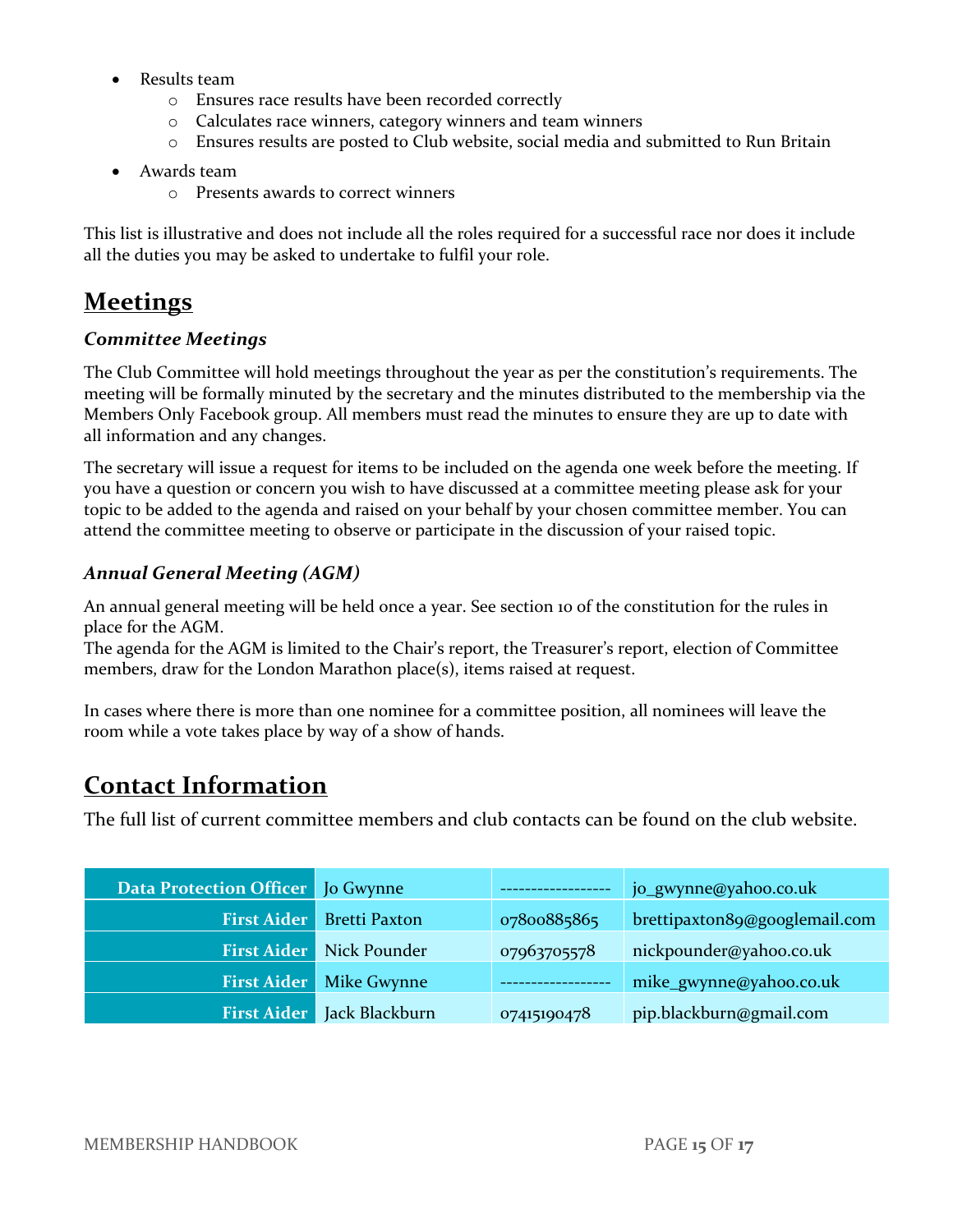- Results team
  - Ensures race results have been recorded correctly
  - Calculates race winners, category winners and team winners
  - Ensures results are posted to Club website, social media and submitted to Run Britain
- Awards team
  - Presents awards to correct winners

This list is illustrative and does not include all the roles required for a successful race nor does it include all the duties you may be asked to undertake to fulfil your role.

# Meetings

### *Committee Meetings*

The Club Committee will hold meetings throughout the year as per the constitution's requirements. The meeting will be formally minuted by the secretary and the minutes distributed to the membership via the Members Only Facebook group. All members must read the minutes to ensure they are up to date with all information and any changes.

The secretary will issue a request for items to be included on the agenda one week before the meeting. If you have a question or concern you wish to have discussed at a committee meeting please ask for your topic to be added to the agenda and raised on your behalf by your chosen committee member. You can attend the committee meeting to observe or participate in the discussion of your raised topic.

### *Annual General Meeting (AGM)*

An annual general meeting will be held once a year. See section 10 of the constitution for the rules in place for the AGM.
The agenda for the AGM is limited to the Chair's report, the Treasurer's report, election of Committee members, draw for the London Marathon place(s), items raised at request.

In cases where there is more than one nominee for a committee position, all nominees will leave the room while a vote takes place by way of a show of hands.

# Contact Information

The full list of current committee members and club contacts can be found on the club website.

| | | | |
|---|---|---|---|
| **Data Protection Officer** | Jo Gwynne | ----------------- | jo_gwynne@yahoo.co.uk |
| **First Aider** | Bretti Paxton | 07800885865 | brettipaxton89@googlemail.com |
| **First Aider** | Nick Pounder | 07963705578 | nickpounder@yahoo.co.uk |
| **First Aider** | Mike Gwynne | ----------------- | mike_gwynne@yahoo.co.uk |
| **First Aider** | Jack Blackburn | 07415190478 | pip.blackburn@gmail.com |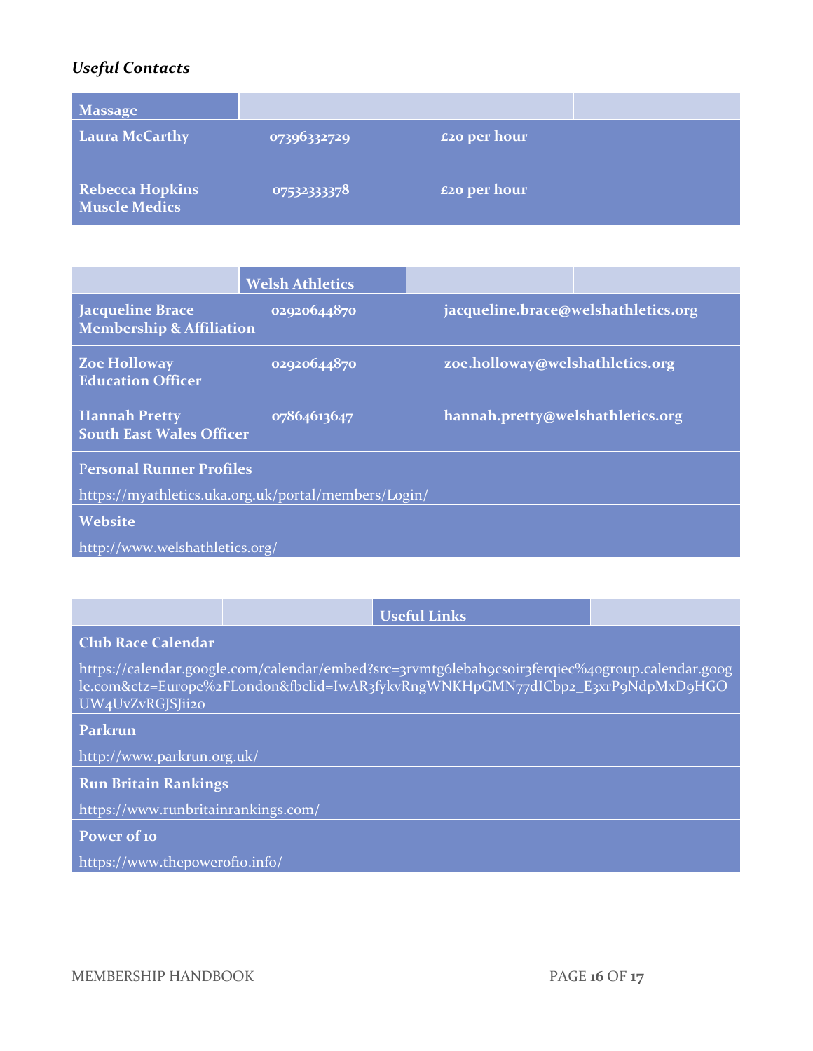*Useful Contacts*

| Massage | | | |
|---|---|---|---|
| **Laura McCarthy** | 07396332729 | £20 per hour | |
| **Rebecca Hopkins Muscle Medics** | 07532333378 | £20 per hour | |

| | Welsh Athletics | | |
|---|---|---|---|
| **Jacqueline Brace Membership & Affiliation** | 02920644870 | jacqueline.brace@welshathletics.org | |
| **Zoe Holloway Education Officer** | 02920644870 | zoe.holloway@welshathletics.org | |
| **Hannah Pretty South East Wales Officer** | 07864613647 | hannah.pretty@welshathletics.org | |
| **Personal Runner Profiles** https://myathletics.uka.org.uk/portal/members/Login/ | | | |
| **Website** http://www.welshathletics.org/ | | | |

| | | Useful Links | |
|---|---|---|---|
| **Club Race Calendar** https://calendar.google.com/calendar/embed?src=3rvmtg6lebah9csoir3ferqiec%40group.calendar.google.com&ctz=Europe%2FLondon&fbclid=IwAR3fykvRngWNKHpGMN77dICbp2_E3xrP9NdpMxD9HGOUW4UvZvRGJSJii2o | | | |
| **Parkrun** http://www.parkrun.org.uk/ | | | |
| **Run Britain Rankings** https://www.runbritainrankings.com/ | | | |
| **Power of 10** https://www.thepowerof10.info/ | | | |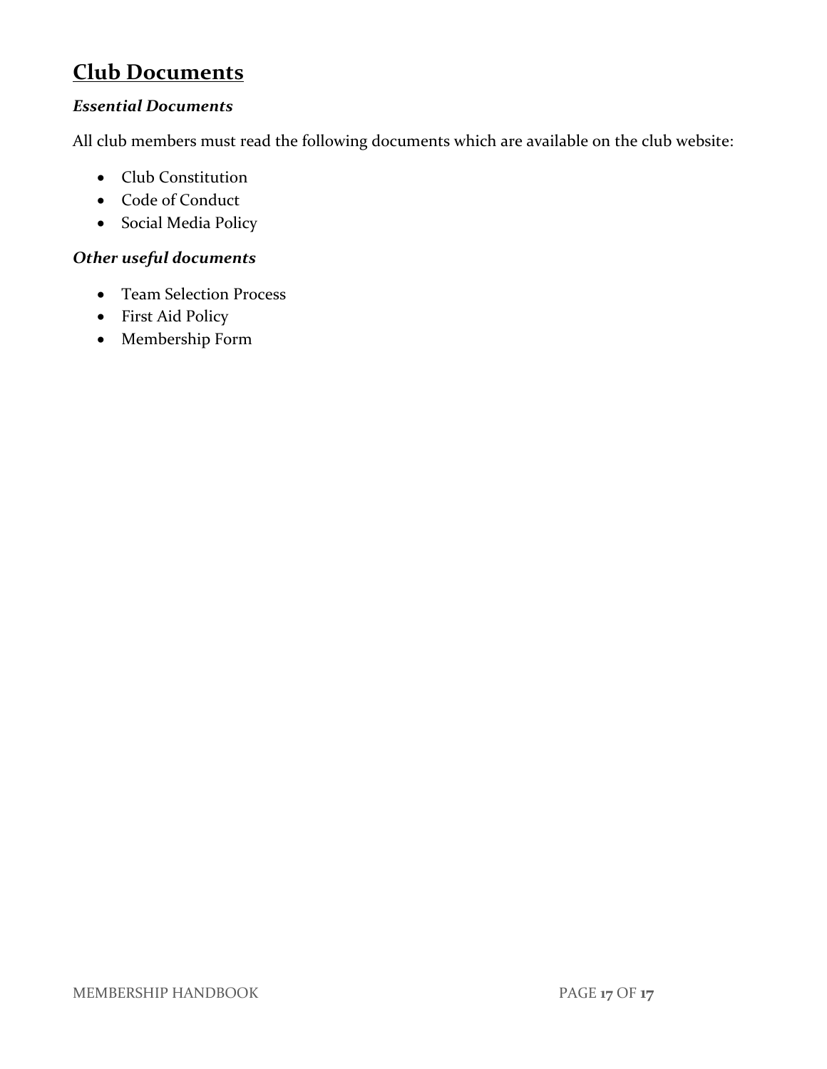## Club Documents

### *Essential Documents*

All club members must read the following documents which are available on the club website:

- Club Constitution
- Code of Conduct
- Social Media Policy

### *Other useful documents*

- Team Selection Process
- First Aid Policy
- Membership Form